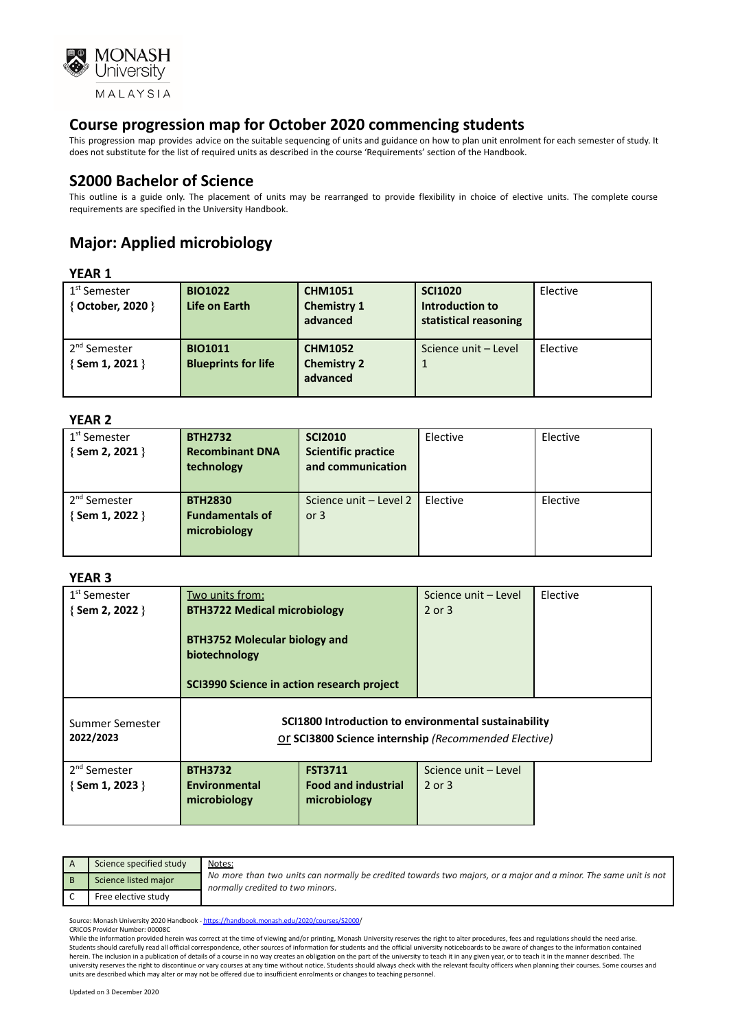# Course progression map for October 2020 commencing students

This progression map provides advice on the suitable sequencing of units and guidance on how to plan unit enrolment for each semester of study. It does not substitute for the list of required units as described in the course 'Requirements' section of the Handbook.

## S2000 Bachelor of Science

This outline is a guide only. The placement of units may be rearranged to provide flexibility in choice of elective units. The complete course requirements are specified in the University Handbook.

## Major: Applied microbiology

### YEAR 1

| | | | | |
|---|---|---|---|---|
| 1st Semester { **October, 2020** } | **BIO1022 Life on Earth** | **CHM1051 Chemistry 1 advanced** | **SCI1020 Introduction to statistical reasoning** | Elective |
| 2nd Semester { **Sem 1, 2021** } | **BIO1011 Blueprints for life** | **CHM1052 Chemistry 2 advanced** | Science unit – Level 1 | Elective |

### YEAR 2

| | | | | |
|---|---|---|---|---|
| 1st Semester { **Sem 2, 2021** } | **BTH2732 Recombinant DNA technology** | **SCI2010 Scientific practice and communication** | Elective | Elective |
| 2nd Semester { **Sem 1, 2022** } | **BTH2830 Fundamentals of microbiology** | Science unit – Level 2 or 3 | Elective | Elective |

### YEAR 3

| | | | | |
|---|---|---|---|---|
| 1st Semester { **Sem 2, 2022** } | Two units from: **BTH3722 Medical microbiology** **BTH3752 Molecular biology and biotechnology** **SCI3990 Science in action research project** | | Science unit – Level 2 or 3 | Elective |
| Summer Semester **2022/2023** | **SCI1800 Introduction to environmental sustainability** or **SCI3800 Science internship** *(Recommended Elective)* | | | |
| 2nd Semester { **Sem 1, 2023** } | **BTH3732 Environmental microbiology** | **FST3711 Food and industrial microbiology** | Science unit – Level 2 or 3 | |

| | |
|---|---|
| A | Science specified study |
| B | Science listed major |
| C | Free elective study |

Notes:
*No more than two units can normally be credited towards two majors, or a major and a minor. The same unit is not normally credited to two minors.*

Source: Monash University 2020 Handbook - https://handbook.monash.edu/2020/courses/S2000/
CRICOS Provider Number: 00008C
While the information provided herein was correct at the time of viewing and/or printing, Monash University reserves the right to alter procedures, fees and regulations should the need arise. Students should carefully read all official correspondence, other sources of information for students and the official university noticeboards to be aware of changes to the information contained herein. The inclusion in a publication of details of a course in no way creates an obligation on the part of the university to teach it in any given year, or to teach it in the manner described. The university reserves the right to discontinue or vary courses at any time without notice. Students should always check with the relevant faculty officers when planning their courses. Some courses and units are described which may alter or may not be offered due to insufficient enrolments or changes to teaching personnel.

Updated on 3 December 2020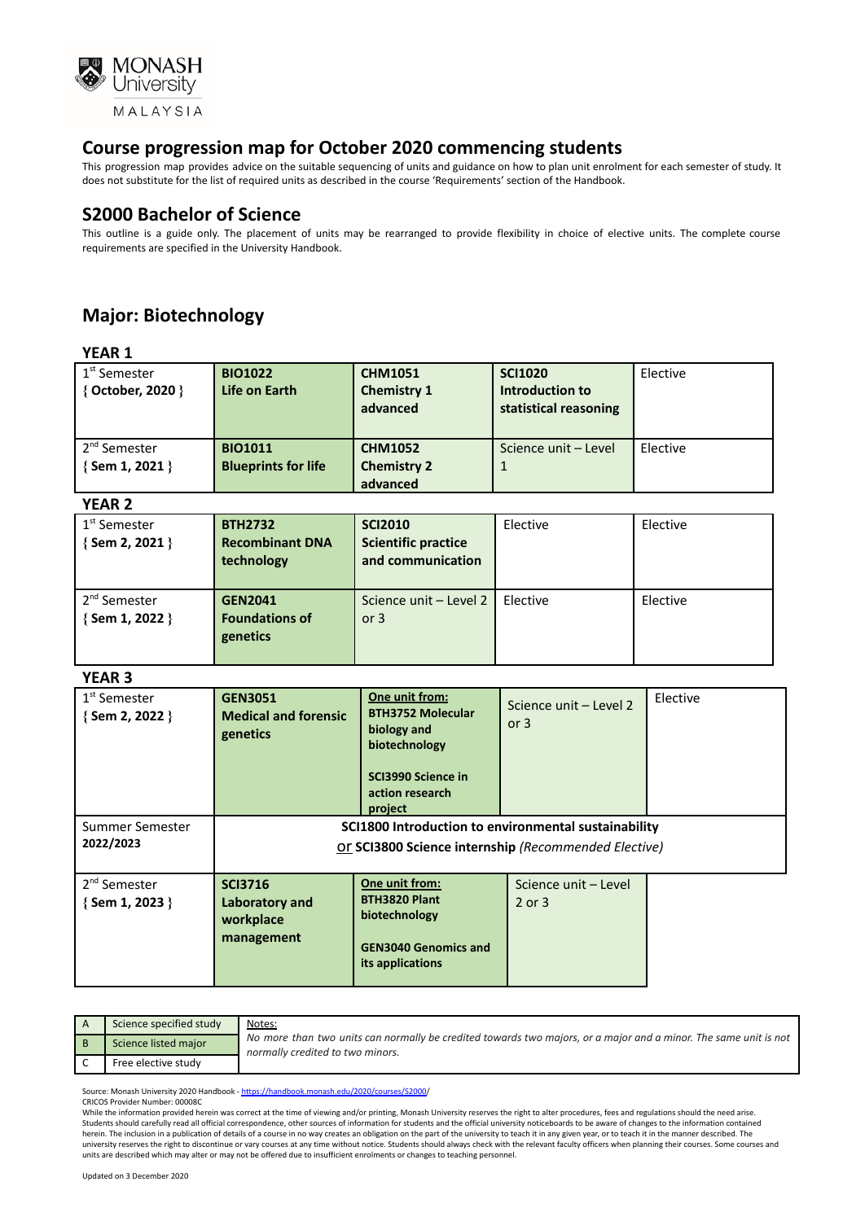MONASH University MALAYSIA

## Course progression map for October 2020 commencing students

This progression map provides advice on the suitable sequencing of units and guidance on how to plan unit enrolment for each semester of study. It does not substitute for the list of required units as described in the course 'Requirements' section of the Handbook.

## S2000 Bachelor of Science

This outline is a guide only. The placement of units may be rearranged to provide flexibility in choice of elective units. The complete course requirements are specified in the University Handbook.

## Major: Biotechnology

### YEAR 1

| Semester | | | | |
|---|---|---|---|---|
| 1st Semester { October, 2020 } | **BIO1022 Life on Earth** | **CHM1051 Chemistry 1 advanced** | **SCI1020 Introduction to statistical reasoning** | Elective |
| 2nd Semester { Sem 1, 2021 } | **BIO1011 Blueprints for life** | **CHM1052 Chemistry 2 advanced** | Science unit – Level 1 | Elective |

### YEAR 2

| Semester | | | | |
|---|---|---|---|---|
| 1st Semester { Sem 2, 2021 } | **BTH2732 Recombinant DNA technology** | **SCI2010 Scientific practice and communication** | Elective | Elective |
| 2nd Semester { Sem 1, 2022 } | **GEN2041 Foundations of genetics** | Science unit – Level 2 or 3 | Elective | Elective |

### YEAR 3

| Semester | | | | |
|---|---|---|---|---|
| 1st Semester { Sem 2, 2022 } | **GEN3051 Medical and forensic genetics** | **One unit from:** **BTH3752 Molecular biology and biotechnology** **SCI3990 Science in action research project** | Science unit – Level 2 or 3 | Elective |
| Summer Semester 2022/2023 | **SCI1800 Introduction to environmental sustainability** or **SCI3800 Science internship** *(Recommended Elective)* | | | |
| 2nd Semester { Sem 1, 2023 } | **SCI3716 Laboratory and workplace management** | **One unit from:** **BTH3820 Plant biotechnology** **GEN3040 Genomics and its applications** | Science unit – Level 2 or 3 | |

| | | |
|---|---|---|
| A | Science specified study | Notes: *No more than two units can normally be credited towards two majors, or a major and a minor. The same unit is not normally credited to two minors.* |
| B | Science listed major | |
| C | Free elective study | |

Source: Monash University 2020 Handbook - https://handbook.monash.edu/2020/courses/S2000/

CRICOS Provider Number: 00008C

While the information provided herein was correct at the time of viewing and/or printing, Monash University reserves the right to alter procedures, fees and regulations should the need arise. Students should carefully read all official correspondence, other sources of information for students and the official university noticeboards to be aware of changes to the information contained herein. The inclusion in a publication of details of a course in no way creates an obligation on the part of the university to teach it in any given year, or to teach it in the manner described. The university reserves the right to discontinue or vary courses at any time without notice. Students should always check with the relevant faculty officers when planning their courses. Some courses and units are described which may alter or may not be offered due to insufficient enrolments or changes to teaching personnel.

Updated on 3 December 2020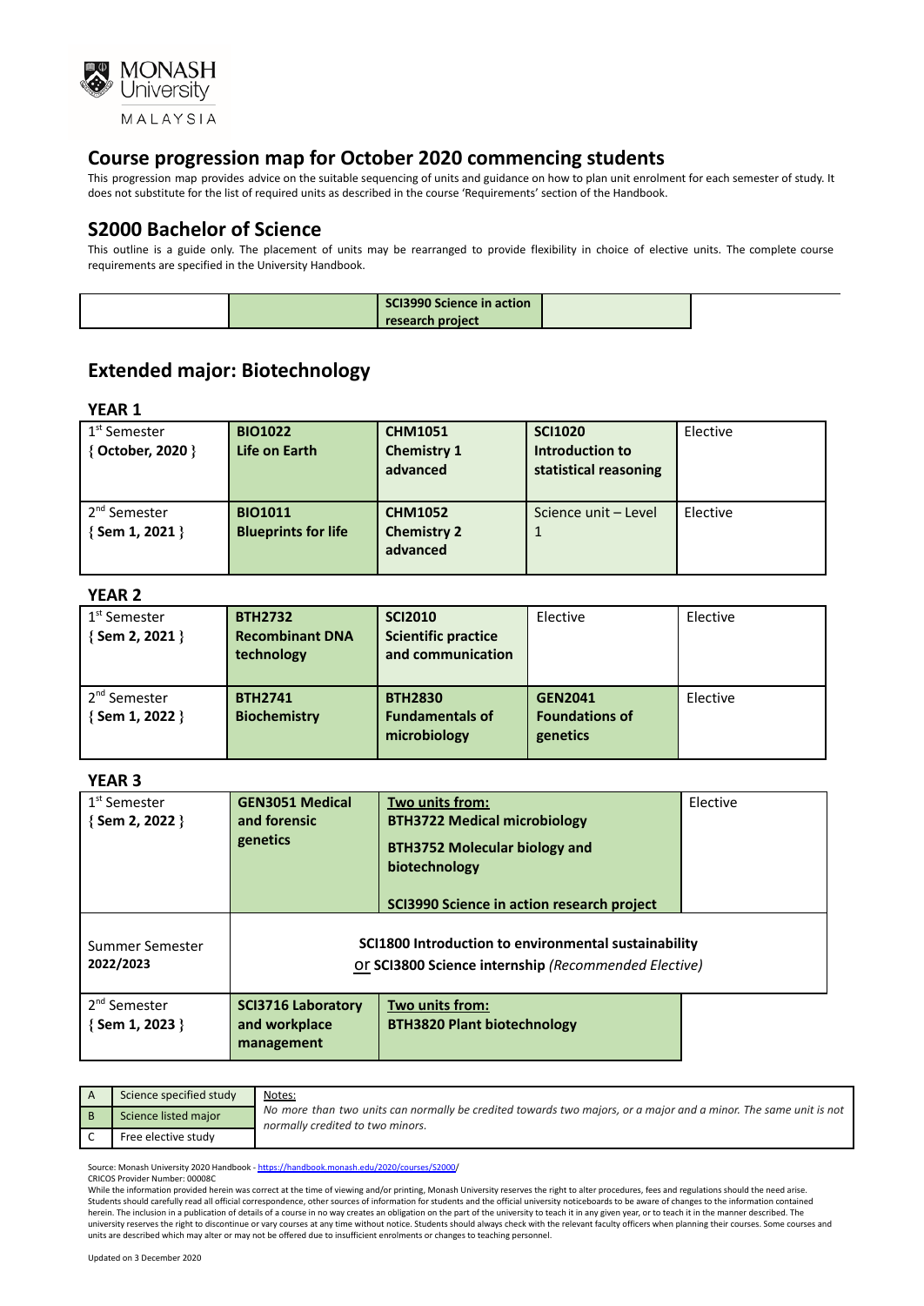# Course progression map for October 2020 commencing students

This progression map provides advice on the suitable sequencing of units and guidance on how to plan unit enrolment for each semester of study. It does not substitute for the list of required units as described in the course 'Requirements' section of the Handbook.

## S2000 Bachelor of Science

This outline is a guide only. The placement of units may be rearranged to provide flexibility in choice of elective units. The complete course requirements are specified in the University Handbook.

| | | | |
|---|---|---|---|
| | | **SCI3990 Science in action research project** | |

## Extended major: Biotechnology

### YEAR 1

| | | | | |
|---|---|---|---|---|
| 1st Semester { **October, 2020** } | **BIO1022 Life on Earth** | **CHM1051 Chemistry 1 advanced** | **SCI1020 Introduction to statistical reasoning** | Elective |
| 2nd Semester { **Sem 1, 2021** } | **BIO1011 Blueprints for life** | **CHM1052 Chemistry 2 advanced** | Science unit – Level 1 | Elective |

### YEAR 2

| | | | | |
|---|---|---|---|---|
| 1st Semester { **Sem 2, 2021** } | **BTH2732 Recombinant DNA technology** | **SCI2010 Scientific practice and communication** | Elective | Elective |
| 2nd Semester { **Sem 1, 2022** } | **BTH2741 Biochemistry** | **BTH2830 Fundamentals of microbiology** | **GEN2041 Foundations of genetics** | Elective |

### YEAR 3

| | | | |
|---|---|---|---|
| 1st Semester { **Sem 2, 2022** } | **GEN3051 Medical and forensic genetics** | **Two units from:** **BTH3722 Medical microbiology** **BTH3752 Molecular biology and biotechnology** **SCI3990 Science in action research project** | Elective |
| Summer Semester **2022/2023** | **SCI1800 Introduction to environmental sustainability** or **SCI3800 Science internship** *(Recommended Elective)* | | |
| 2nd Semester { **Sem 1, 2023** } | **SCI3716 Laboratory and workplace management** | **Two units from:** **BTH3820 Plant biotechnology** | |

| | | |
|---|---|---|
| A | Science specified study | Notes: *No more than two units can normally be credited towards two majors, or a major and a minor. The same unit is not normally credited to two minors.* |
| B | Science listed major | |
| C | Free elective study | |

Source: Monash University 2020 Handbook - https://handbook.monash.edu/2020/courses/S2000/
CRICOS Provider Number: 00008C
While the information provided herein was correct at the time of viewing and/or printing, Monash University reserves the right to alter procedures, fees and regulations should the need arise. Students should carefully read all official correspondence, other sources of information for students and the official university noticeboards to be aware of changes to the information contained herein. The inclusion in a publication of details of a course in no way creates an obligation on the part of the university to teach it in any given year, or to teach it in the manner described. The university reserves the right to discontinue or vary courses at any time without notice. Students should always check with the relevant faculty officers when planning their courses. Some courses and units are described which may alter or may not be offered due to insufficient enrolments or changes to teaching personnel.

Updated on 3 December 2020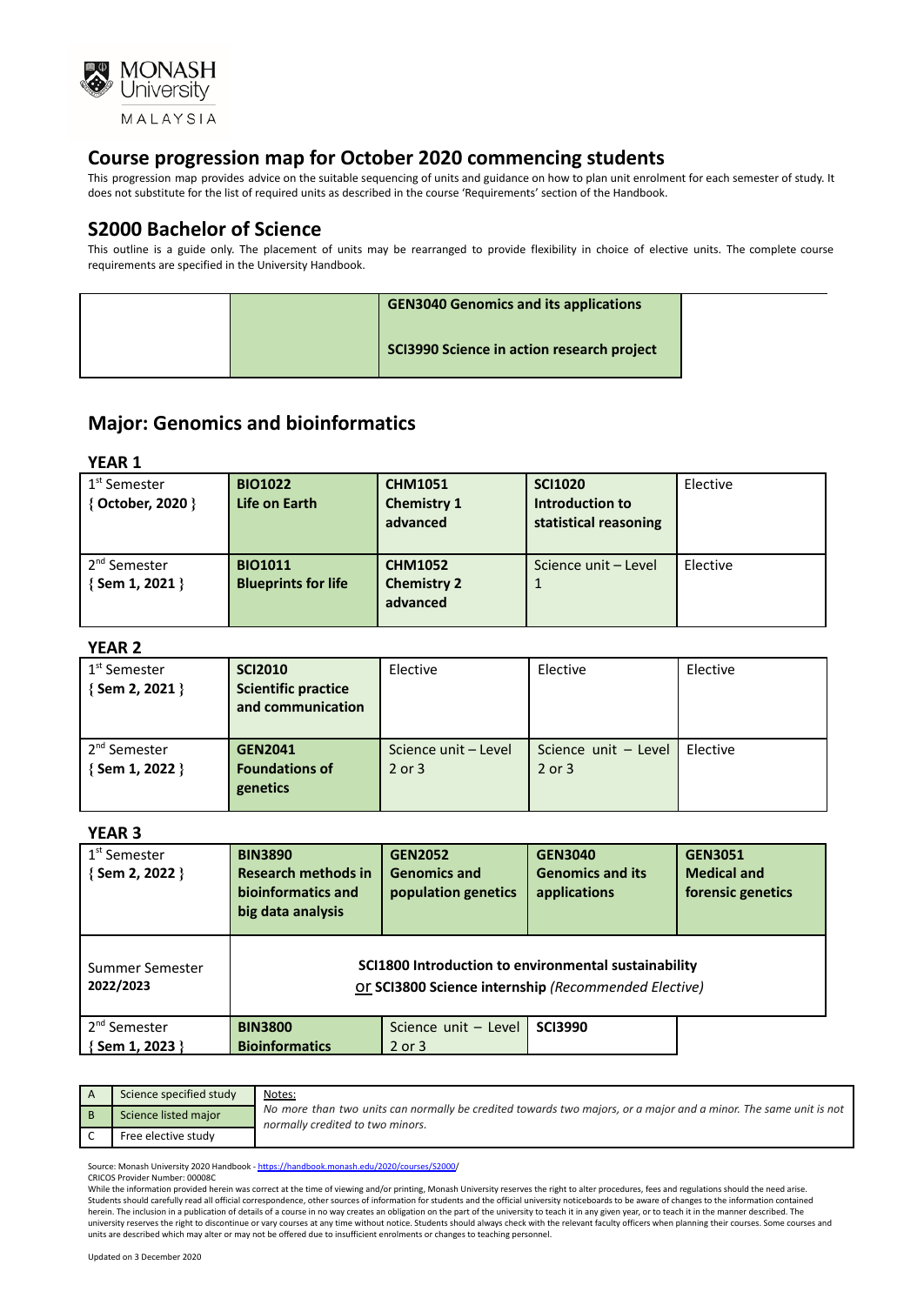**MONASH University MALAYSIA**

## Course progression map for October 2020 commencing students

This progression map provides advice on the suitable sequencing of units and guidance on how to plan unit enrolment for each semester of study. It does not substitute for the list of required units as described in the course 'Requirements' section of the Handbook.

## S2000 Bachelor of Science

This outline is a guide only. The placement of units may be rearranged to provide flexibility in choice of elective units. The complete course requirements are specified in the University Handbook.

| | | | |
|---|---|---|---|
| | | **GEN3040 Genomics and its applications**<br><br>**SCI3990 Science in action research project** | |

## Major: Genomics and bioinformatics

### YEAR 1

| | | | | |
|---|---|---|---|---|
| 1st Semester<br>{ **October, 2020** } | **BIO1022**<br>**Life on Earth** | **CHM1051**<br>**Chemistry 1 advanced** | **SCI1020**<br>**Introduction to statistical reasoning** | Elective |
| 2nd Semester<br>{ **Sem 1, 2021** } | **BIO1011**<br>**Blueprints for life** | **CHM1052**<br>**Chemistry 2 advanced** | Science unit – Level 1 | Elective |

### YEAR 2

| | | | | |
|---|---|---|---|---|
| 1st Semester<br>{ **Sem 2, 2021** } | **SCI2010**<br>**Scientific practice and communication** | Elective | Elective | Elective |
| 2nd Semester<br>{ **Sem 1, 2022** } | **GEN2041**<br>**Foundations of genetics** | Science unit – Level 2 or 3 | Science unit – Level 2 or 3 | Elective |

### YEAR 3

| | | | | |
|---|---|---|---|---|
| 1st Semester<br>{ **Sem 2, 2022** } | **BIN3890**<br>**Research methods in bioinformatics and big data analysis** | **GEN2052**<br>**Genomics and population genetics** | **GEN3040**<br>**Genomics and its applications** | **GEN3051**<br>**Medical and forensic genetics** |
| Summer Semester<br>**2022/2023** | **SCI1800 Introduction to environmental sustainability** <u>or</u> **SCI3800 Science internship** *(Recommended Elective)* | | | |
| 2nd Semester<br>{ **Sem 1, 2023** } | **BIN3800**<br>**Bioinformatics** | Science unit – Level 2 or 3 | **SCI3990** | |

| | | |
|---|---|---|
| A | Science specified study | <u>Notes:</u><br>*No more than two units can normally be credited towards two majors, or a major and a minor. The same unit is not normally credited to two minors.* |
| B | Science listed major | |
| C | Free elective study | |

Source: Monash University 2020 Handbook - https://handbook.monash.edu/2020/courses/S2000/
CRICOS Provider Number: 00008C
While the information provided herein was correct at the time of viewing and/or printing, Monash University reserves the right to alter procedures, fees and regulations should the need arise. Students should carefully read all official correspondence, other sources of information for students and the official university noticeboards to be aware of changes to the information contained herein. The inclusion in a publication of details of a course in no way creates an obligation on the part of the university to teach it in any given year, or to teach it in the manner described. The university reserves the right to discontinue or vary courses at any time without notice. Students should always check with the relevant faculty officers when planning their courses. Some courses and units are described which may alter or may not be offered due to insufficient enrolments or changes to teaching personnel.

Updated on 3 December 2020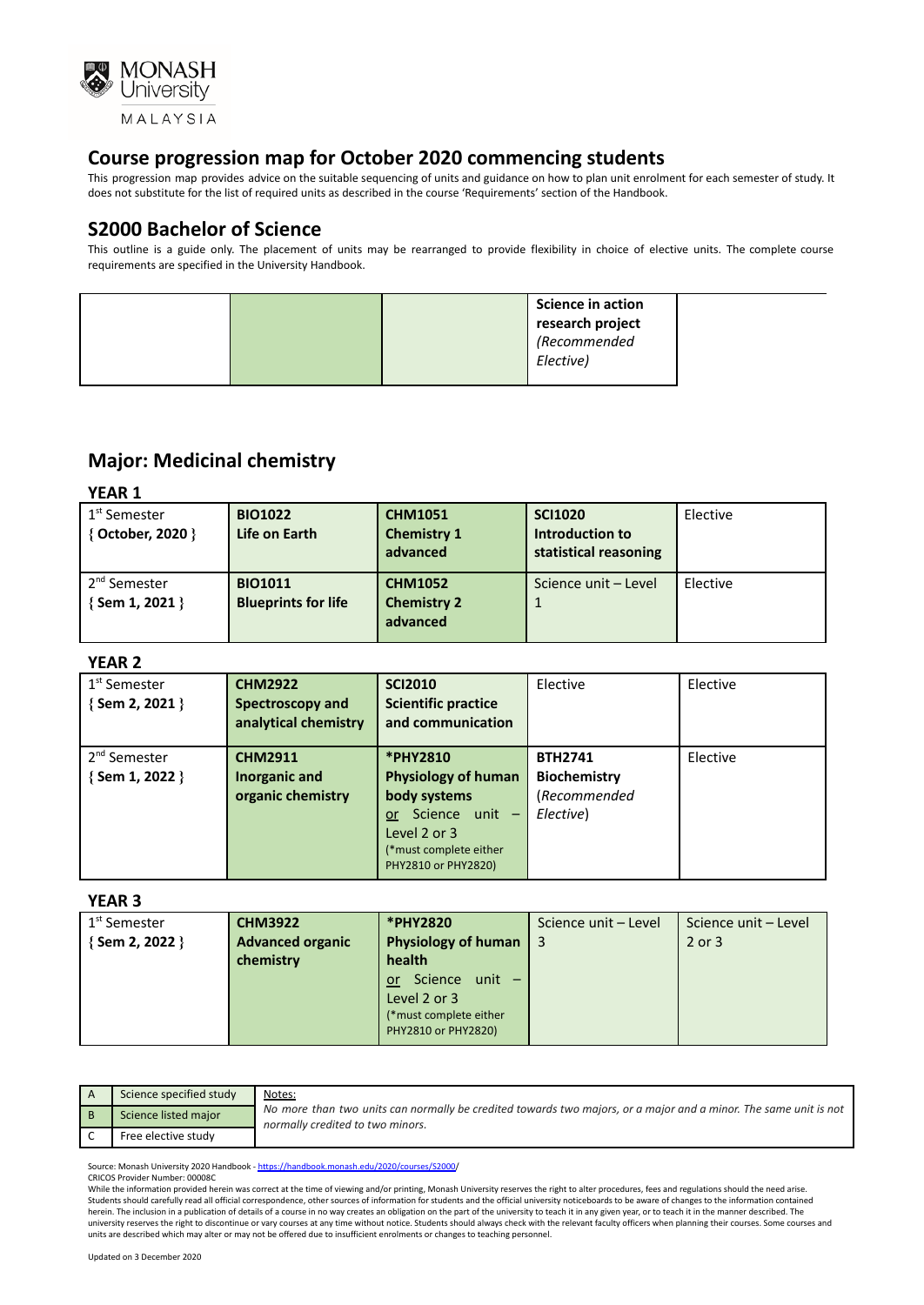MONASH University MALAYSIA

## Course progression map for October 2020 commencing students

This progression map provides advice on the suitable sequencing of units and guidance on how to plan unit enrolment for each semester of study. It does not substitute for the list of required units as described in the course 'Requirements' section of the Handbook.

## S2000 Bachelor of Science

This outline is a guide only. The placement of units may be rearranged to provide flexibility in choice of elective units. The complete course requirements are specified in the University Handbook.

| | | | |
|---|---|---|---|
| | | | **Science in action research project** *(Recommended Elective)* |

## Major: Medicinal chemistry

### YEAR 1

| | | | | |
|---|---|---|---|---|
| 1st Semester { **October, 2020** } | **BIO1022 Life on Earth** | **CHM1051 Chemistry 1 advanced** | **SCI1020 Introduction to statistical reasoning** | Elective |
| 2nd Semester { **Sem 1, 2021** } | **BIO1011 Blueprints for life** | **CHM1052 Chemistry 2 advanced** | Science unit – Level 1 | Elective |

### YEAR 2

| | | | | |
|---|---|---|---|---|
| 1st Semester { **Sem 2, 2021** } | **CHM2922 Spectroscopy and analytical chemistry** | **SCI2010 Scientific practice and communication** | Elective | Elective |
| 2nd Semester { **Sem 1, 2022** } | **CHM2911 Inorganic and organic chemistry** | ***PHY2810 Physiology of human body systems** <u>or</u> Science unit – Level 2 or 3 (*must complete either PHY2810 or PHY2820) | **BTH2741 Biochemistry** (*Recommended Elective*) | Elective |

### YEAR 3

| | | | | |
|---|---|---|---|---|
| 1st Semester { **Sem 2, 2022** } | **CHM3922 Advanced organic chemistry** | ***PHY2820 Physiology of human health** <u>or</u> Science unit – Level 2 or 3 (*must complete either PHY2810 or PHY2820) | Science unit – Level 3 | Science unit – Level 2 or 3 |

| | | |
|---|---|---|
| A | Science specified study | <u>Notes:</u> *No more than two units can normally be credited towards two majors, or a major and a minor. The same unit is not normally credited to two minors.* |
| B | Science listed major | |
| C | Free elective study | |

Source: Monash University 2020 Handbook - https://handbook.monash.edu/2020/courses/S2000/
CRICOS Provider Number: 00008C
While the information provided herein was correct at the time of viewing and/or printing, Monash University reserves the right to alter procedures, fees and regulations should the need arise. Students should carefully read all official correspondence, other sources of information for students and the official university noticeboards to be aware of changes to the information contained herein. The inclusion in a publication of details of a course in no way creates an obligation on the part of the university to teach it in any given year, or to teach it in the manner described. The university reserves the right to discontinue or vary courses at any time without notice. Students should always check with the relevant faculty officers when planning their courses. Some courses and units are described which may alter or may not be offered due to insufficient enrolments or changes to teaching personnel.

Updated on 3 December 2020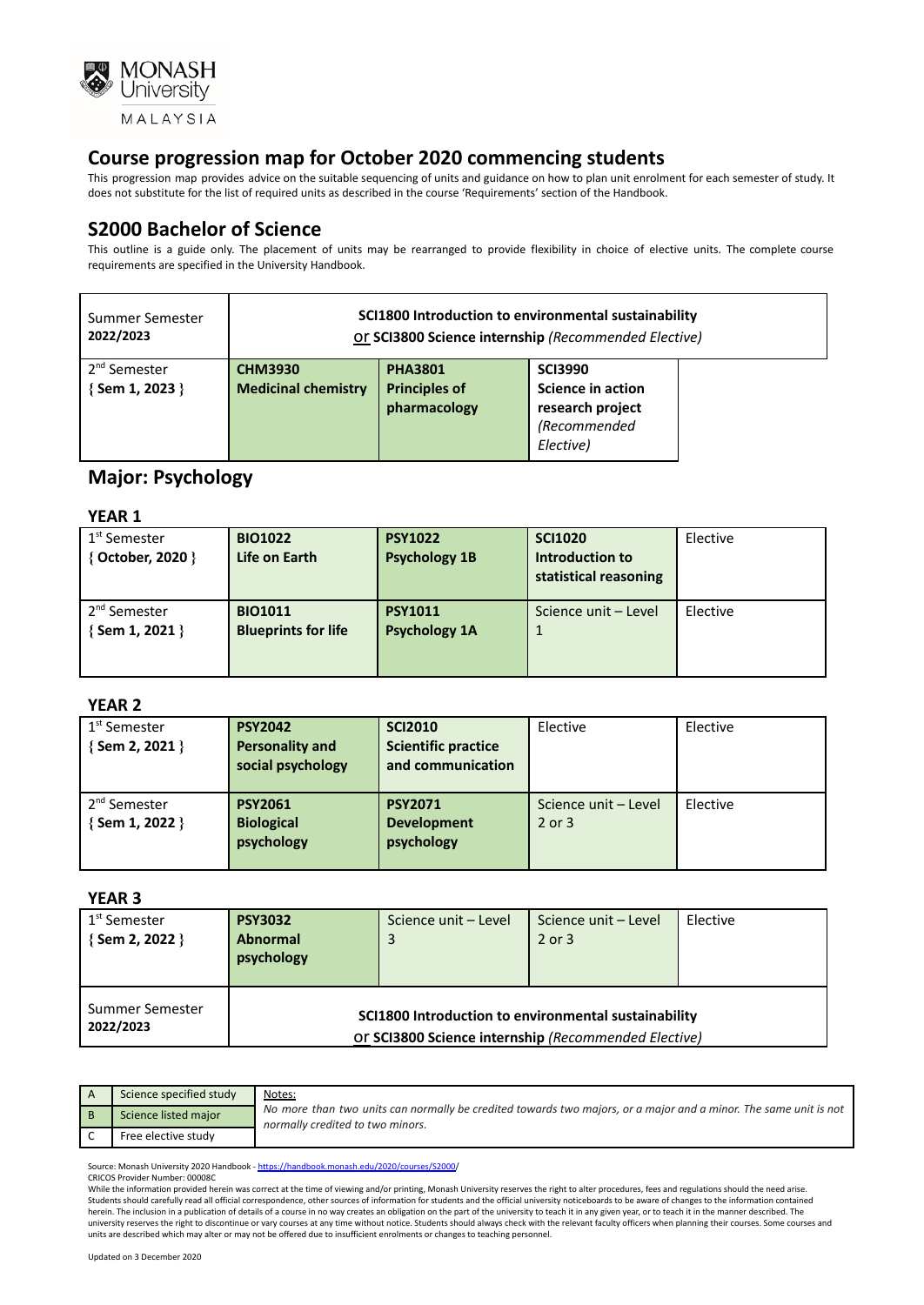## Course progression map for October 2020 commencing students

This progression map provides advice on the suitable sequencing of units and guidance on how to plan unit enrolment for each semester of study. It does not substitute for the list of required units as described in the course 'Requirements' section of the Handbook.

## S2000 Bachelor of Science

This outline is a guide only. The placement of units may be rearranged to provide flexibility in choice of elective units. The complete course requirements are specified in the University Handbook.

| | | | | |
|---|---|---|---|---|
| Summer Semester **2022/2023** | **SCI1800 Introduction to environmental sustainability** or **SCI3800 Science internship** *(Recommended Elective)* | | | |
| 2[nd] Semester **{ Sem 1, 2023 }** | **CHM3930 Medicinal chemistry** | **PHA3801 Principles of pharmacology** | **SCI3990 Science in action research project** *(Recommended Elective)* | |

## Major: Psychology

### YEAR 1

| | | | | |
|---|---|---|---|---|
| 1[st] Semester **{ October, 2020 }** | **BIO1022 Life on Earth** | **PSY1022 Psychology 1B** | **SCI1020 Introduction to statistical reasoning** | Elective |
| 2[nd] Semester **{ Sem 1, 2021 }** | **BIO1011 Blueprints for life** | **PSY1011 Psychology 1A** | Science unit – Level 1 | Elective |

### YEAR 2

| | | | | |
|---|---|---|---|---|
| 1[st] Semester **{ Sem 2, 2021 }** | **PSY2042 Personality and social psychology** | **SCI2010 Scientific practice and communication** | Elective | Elective |
| 2[nd] Semester **{ Sem 1, 2022 }** | **PSY2061 Biological psychology** | **PSY2071 Development psychology** | Science unit – Level 2 or 3 | Elective |

### YEAR 3

| | | | | |
|---|---|---|---|---|
| 1[st] Semester **{ Sem 2, 2022 }** | **PSY3032 Abnormal psychology** | Science unit – Level 3 | Science unit – Level 2 or 3 | Elective |
| Summer Semester **2022/2023** | **SCI1800 Introduction to environmental sustainability** or **SCI3800 Science internship** *(Recommended Elective)* | | | |

| | | |
|---|---|---|
| A | Science specified study | Notes: *No more than two units can normally be credited towards two majors, or a major and a minor. The same unit is not normally credited to two minors.* |
| B | Science listed major | |
| C | Free elective study | |

Source: Monash University 2020 Handbook - https://handbook.monash.edu/2020/courses/S2000/
CRICOS Provider Number: 00008C
While the information provided herein was correct at the time of viewing and/or printing, Monash University reserves the right to alter procedures, fees and regulations should the need arise. Students should carefully read all official correspondence, other sources of information for students and the official university noticeboards to be aware of changes to the information contained herein. The inclusion in a publication of details of a course in no way creates an obligation on the part of the university to teach it in any given year, or to teach it in the manner described. The university reserves the right to discontinue or vary courses at any time without notice. Students should always check with the relevant faculty officers when planning their courses. Some courses and units are described which may alter or may not be offered due to insufficient enrolments or changes to teaching personnel.

Updated on 3 December 2020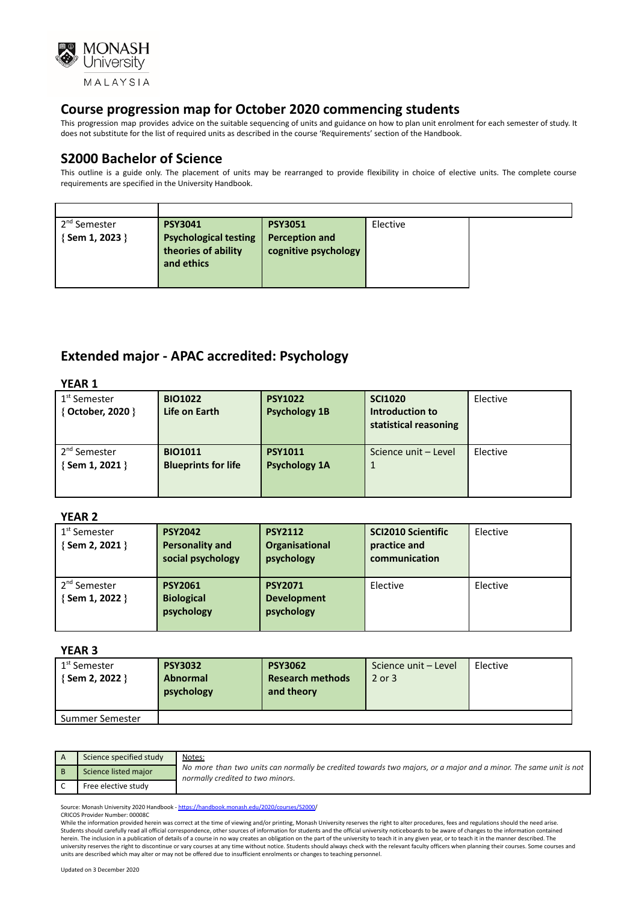MONASH University MALAYSIA

## Course progression map for October 2020 commencing students

This progression map provides advice on the suitable sequencing of units and guidance on how to plan unit enrolment for each semester of study. It does not substitute for the list of required units as described in the course 'Requirements' section of the Handbook.

## S2000 Bachelor of Science

This outline is a guide only. The placement of units may be rearranged to provide flexibility in choice of elective units. The complete course requirements are specified in the University Handbook.

| | | | | |
|---|---|---|---|---|
| 2nd Semester { Sem 1, 2023 } | **PSY3041 Psychological testing theories of ability and ethics** | **PSY3051 Perception and cognitive psychology** | Elective | |

## Extended major - APAC accredited: Psychology

### YEAR 1

| | | | | |
|---|---|---|---|---|
| 1st Semester { October, 2020 } | **BIO1022 Life on Earth** | **PSY1022 Psychology 1B** | **SCI1020 Introduction to statistical reasoning** | Elective |
| 2nd Semester { Sem 1, 2021 } | **BIO1011 Blueprints for life** | **PSY1011 Psychology 1A** | Science unit – Level 1 | Elective |

### YEAR 2

| | | | | |
|---|---|---|---|---|
| 1st Semester { Sem 2, 2021 } | **PSY2042 Personality and social psychology** | **PSY2112 Organisational psychology** | **SCI2010 Scientific practice and communication** | Elective |
| 2nd Semester { Sem 1, 2022 } | **PSY2061 Biological psychology** | **PSY2071 Development psychology** | Elective | Elective |

### YEAR 3

| | | | | |
|---|---|---|---|---|
| 1st Semester { Sem 2, 2022 } | **PSY3032 Abnormal psychology** | **PSY3062 Research methods and theory** | Science unit – Level 2 or 3 | Elective |
| Summer Semester | | | | |

| | | |
|---|---|---|
| A | Science specified study | Notes: |
| B | Science listed major | *No more than two units can normally be credited towards two majors, or a major and a minor. The same unit is not normally credited to two minors.* |
| C | Free elective study | |

Source: Monash University 2020 Handbook - https://handbook.monash.edu/2020/courses/S2000/

CRICOS Provider Number: 00008C

While the information provided herein was correct at the time of viewing and/or printing, Monash University reserves the right to alter procedures, fees and regulations should the need arise. Students should carefully read all official correspondence, other sources of information for students and the official university noticeboards to be aware of changes to the information contained herein. The inclusion in a publication of details of a course in no way creates an obligation on the part of the university to teach it in any given year, or to teach it in the manner described. The university reserves the right to discontinue or vary courses at any time without notice. Students should always check with the relevant faculty officers when planning their courses. Some courses and units are described which may alter or may not be offered due to insufficient enrolments or changes to teaching personnel.

Updated on 3 December 2020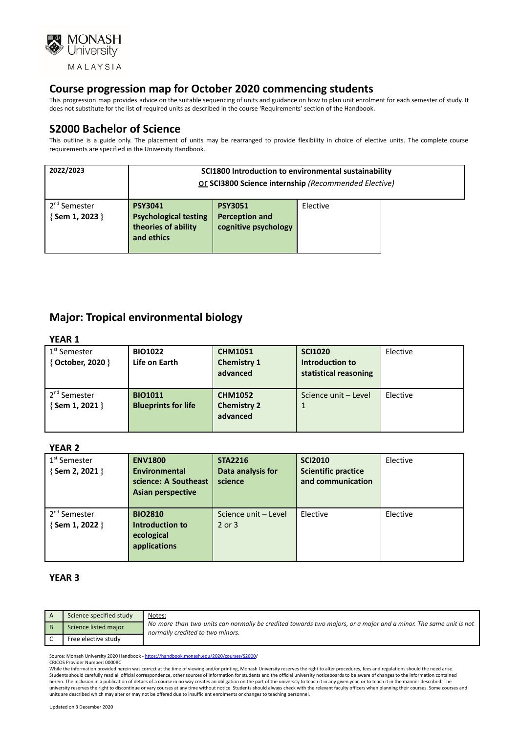# Course progression map for October 2020 commencing students

This progression map provides advice on the suitable sequencing of units and guidance on how to plan unit enrolment for each semester of study. It does not substitute for the list of required units as described in the course 'Requirements' section of the Handbook.

## S2000 Bachelor of Science

This outline is a guide only. The placement of units may be rearranged to provide flexibility in choice of elective units. The complete course requirements are specified in the University Handbook.

| 2022/2023 | **SCI1800 Introduction to environmental sustainability** or **SCI3800 Science internship** *(Recommended Elective)* | | |
|---|---|---|---|
| 2nd Semester { **Sem 1, 2023** } | **PSY3041 Psychological testing theories of ability and ethics** | **PSY3051 Perception and cognitive psychology** | Elective |

## Major: Tropical environmental biology

### YEAR 1

| | | | | |
|---|---|---|---|---|
| 1st Semester { **October, 2020** } | **BIO1022** **Life on Earth** | **CHM1051** **Chemistry 1 advanced** | **SCI1020** **Introduction to statistical reasoning** | Elective |
| 2nd Semester { **Sem 1, 2021** } | **BIO1011** **Blueprints for life** | **CHM1052** **Chemistry 2 advanced** | Science unit – Level 1 | Elective |

### YEAR 2

| | | | | |
|---|---|---|---|---|
| 1st Semester { **Sem 2, 2021** } | **ENV1800** **Environmental science: A Southeast Asian perspective** | **STA2216** **Data analysis for science** | **SCI2010** **Scientific practice and communication** | Elective |
| 2nd Semester { **Sem 1, 2022** } | **BIO2810** **Introduction to ecological applications** | Science unit – Level 2 or 3 | Elective | Elective |

### YEAR 3

| | | Notes: |
|---|---|---|
| A | Science specified study | *No more than two units can normally be credited towards two majors, or a major and a minor. The same unit is not normally credited to two minors.* |
| B | Science listed major | |
| C | Free elective study | |

Source: Monash University 2020 Handbook - https://handbook.monash.edu/2020/courses/S2000/

CRICOS Provider Number: 00008C

While the information provided herein was correct at the time of viewing and/or printing, Monash University reserves the right to alter procedures, fees and regulations should the need arise. Students should carefully read all official correspondence, other sources of information for students and the official university noticeboards to be aware of changes to the information contained herein. The inclusion in a publication of details of a course in no way creates an obligation on the part of the university to teach it in any given year, or to teach it in the manner described. The university reserves the right to discontinue or vary courses at any time without notice. Students should always check with the relevant faculty officers when planning their courses. Some courses and units are described which may alter or may not be offered due to insufficient enrolments or changes to teaching personnel.

Updated on 3 December 2020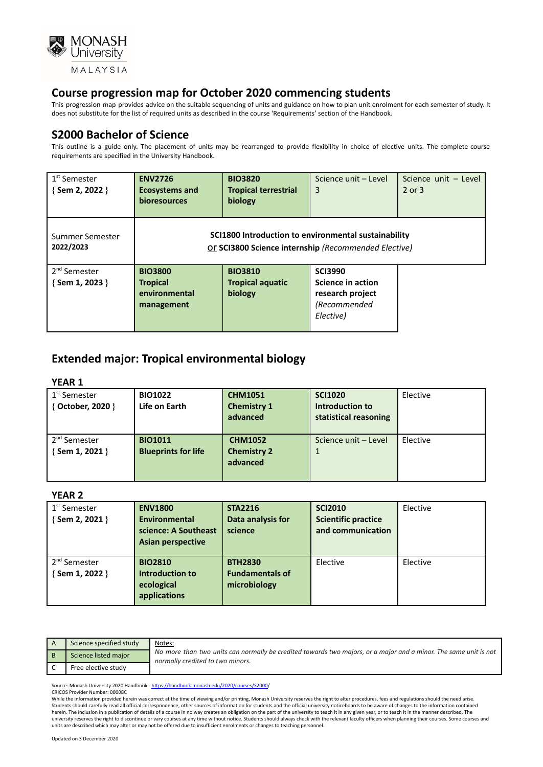# Course progression map for October 2020 commencing students

This progression map provides advice on the suitable sequencing of units and guidance on how to plan unit enrolment for each semester of study. It does not substitute for the list of required units as described in the course 'Requirements' section of the Handbook.

## S2000 Bachelor of Science

This outline is a guide only. The placement of units may be rearranged to provide flexibility in choice of elective units. The complete course requirements are specified in the University Handbook.

| | | | | |
|---|---|---|---|---|
| 1st Semester { **Sem 2, 2022** } | **ENV2726 Ecosystems and bioresources** | **BIO3820 Tropical terrestrial biology** | Science unit – Level 3 | Science unit – Level 2 or 3 |
| Summer Semester **2022/2023** | **SCI1800 Introduction to environmental sustainability** or **SCI3800 Science internship** *(Recommended Elective)* | | | |
| 2nd Semester { **Sem 1, 2023** } | **BIO3800 Tropical environmental management** | **BIO3810 Tropical aquatic biology** | **SCI3990 Science in action research project** *(Recommended Elective)* | |

## Extended major: Tropical environmental biology

### YEAR 1

| | | | | |
|---|---|---|---|---|
| 1st Semester { **October, 2020** } | **BIO1022 Life on Earth** | **CHM1051 Chemistry 1 advanced** | **SCI1020 Introduction to statistical reasoning** | Elective |
| 2nd Semester { **Sem 1, 2021** } | **BIO1011 Blueprints for life** | **CHM1052 Chemistry 2 advanced** | Science unit – Level 1 | Elective |

### YEAR 2

| | | | | |
|---|---|---|---|---|
| 1st Semester { **Sem 2, 2021** } | **ENV1800 Environmental science: A Southeast Asian perspective** | **STA2216 Data analysis for science** | **SCI2010 Scientific practice and communication** | Elective |
| 2nd Semester { **Sem 1, 2022** } | **BIO2810 Introduction to ecological applications** | **BTH2830 Fundamentals of microbiology** | Elective | Elective |

| | |
|---|---|
| A | Science specified study |
| B | Science listed major |
| C | Free elective study |

Notes:
*No more than two units can normally be credited towards two majors, or a major and a minor. The same unit is not normally credited to two minors.*

Source: Monash University 2020 Handbook - https://handbook.monash.edu/2020/courses/S2000/
CRICOS Provider Number: 00008C
While the information provided herein was correct at the time of viewing and/or printing, Monash University reserves the right to alter procedures, fees and regulations should the need arise. Students should carefully read all official correspondence, other sources of information for students and the official university noticeboards to be aware of changes to the information contained herein. The inclusion in a publication of details of a course in no way creates an obligation on the part of the university to teach it in any given year, or to teach it in the manner described. The university reserves the right to discontinue or vary courses at any time without notice. Students should always check with the relevant faculty officers when planning their courses. Some courses and units are described which may alter or may not be offered due to insufficient enrolments or changes to teaching personnel.

Updated on 3 December 2020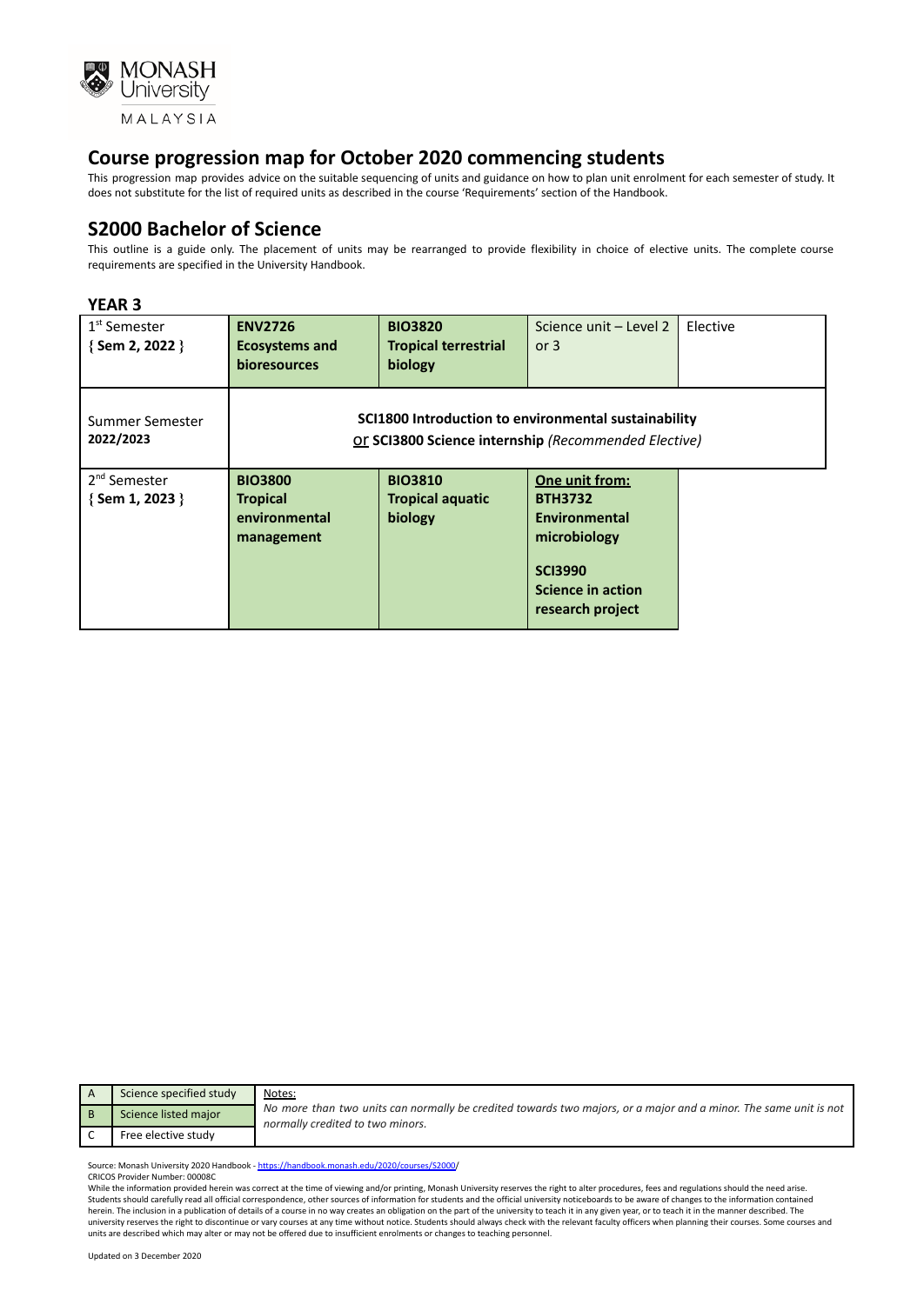MONASH University MALAYSIA

# Course progression map for October 2020 commencing students

This progression map provides advice on the suitable sequencing of units and guidance on how to plan unit enrolment for each semester of study. It does not substitute for the list of required units as described in the course 'Requirements' section of the Handbook.

## S2000 Bachelor of Science

This outline is a guide only. The placement of units may be rearranged to provide flexibility in choice of elective units. The complete course requirements are specified in the University Handbook.

### YEAR 3

| | | | | |
|---|---|---|---|---|
| 1st Semester { Sem 2, 2022 } | **ENV2726 Ecosystems and bioresources** | **BIO3820 Tropical terrestrial biology** | Science unit – Level 2 or 3 | Elective |
| Summer Semester **2022/2023** | **SCI1800 Introduction to environmental sustainability** or **SCI3800 Science internship** *(Recommended Elective)* | | | |
| 2nd Semester { **Sem 1, 2023** } | **BIO3800 Tropical environmental management** | **BIO3810 Tropical aquatic biology** | **One unit from: BTH3732 Environmental microbiology SCI3990 Science in action research project** | |

| | | |
|---|---|---|
| A | Science specified study | Notes: *No more than two units can normally be credited towards two majors, or a major and a minor. The same unit is not normally credited to two minors.* |
| B | Science listed major | |
| C | Free elective study | |

Source: Monash University 2020 Handbook - https://handbook.monash.edu/2020/courses/S2000/
CRICOS Provider Number: 00008C
While the information provided herein was correct at the time of viewing and/or printing, Monash University reserves the right to alter procedures, fees and regulations should the need arise. Students should carefully read all official correspondence, other sources of information for students and the official university noticeboards to be aware of changes to the information contained herein. The inclusion in a publication of details of a course in no way creates an obligation on the part of the university to teach it in any given year, or to teach it in the manner described. The university reserves the right to discontinue or vary courses at any time without notice. Students should always check with the relevant faculty officers when planning their courses. Some courses and units are described which may alter or may not be offered due to insufficient enrolments or changes to teaching personnel.

Updated on 3 December 2020